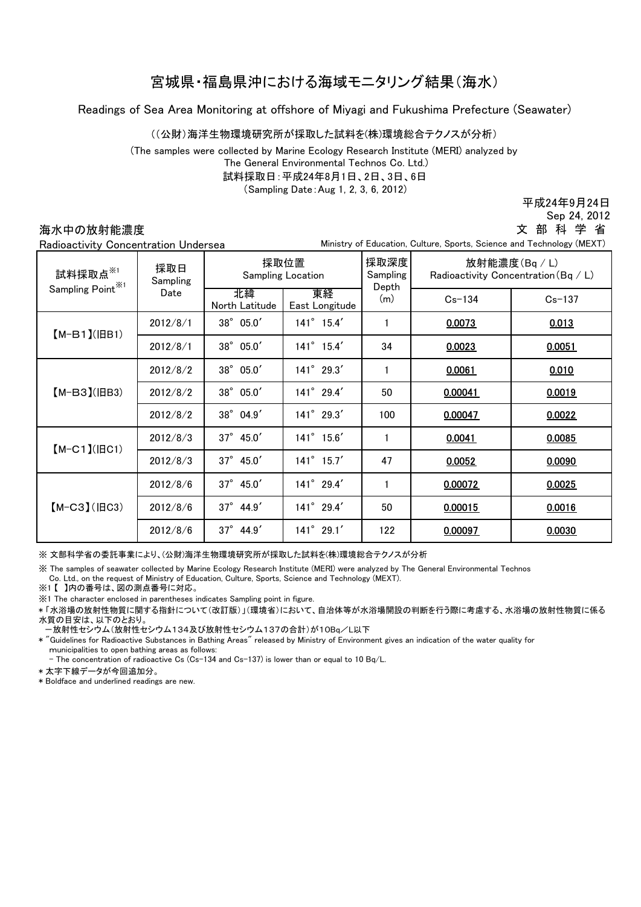# 宮城県・福島県沖における海域モニタリング結果（海水）

Readings of Sea Area Monitoring at offshore of Miyagi and Fukushima Prefecture (Seawater)

（(公財)海洋生物環境研究所が採取した試料を(株)環境総合テクノスが分析）

(The samples were collected by Marine Ecology Research Institute (MERI) analyzed by The General Environmental Technos Co. Ltd.)

試料採取日：平成24年8月1日、2日、3日、6日

(Sampling Date：Aug 1, 2, 3, 6, 2012)

平成24年9月24日
Sep 24, 2012
文 部 科 学 省
Ministry of Education, Culture, Sports, Science and Technology (MEXT)

## 海水中の放射能濃度

Radioactivity Concentration Undersea

| 試料採取点※1 Sampling Point※1 | 採取日 Sampling Date | 採取位置 Sampling Location | | 採取深度 Sampling Depth (m) | 放射能濃度(Bq / L) Radioactivity Concentration(Bq / L) | |
|---|---|---|---|---|---|---|
| | | 北緯 North Latitude | 東経 East Longitude | | Cs-134 | Cs-137 |
| 【M-B1】(旧B1) | 2012/8/1 | 38° 05.0′ | 141° 15.4′ | 1 | **0.0073** | **0.013** |
| | 2012/8/1 | 38° 05.0′ | 141° 15.4′ | 34 | **0.0023** | **0.0051** |
| 【M-B3】(旧B3) | 2012/8/2 | 38° 05.0′ | 141° 29.3′ | 1 | **0.0061** | **0.010** |
| | 2012/8/2 | 38° 05.0′ | 141° 29.4′ | 50 | **0.00041** | **0.0019** |
| | 2012/8/2 | 38° 04.9′ | 141° 29.3′ | 100 | **0.00047** | **0.0022** |
| 【M-C1】(旧C1) | 2012/8/3 | 37° 45.0′ | 141° 15.6′ | 1 | **0.0041** | **0.0085** |
| | 2012/8/3 | 37° 45.0′ | 141° 15.7′ | 47 | **0.0052** | **0.0090** |
| 【M-C3】(旧C3) | 2012/8/6 | 37° 45.0′ | 141° 29.4′ | 1 | **0.00072** | **0.0025** |
| | 2012/8/6 | 37° 44.9′ | 141° 29.4′ | 50 | **0.00015** | **0.0016** |
| | 2012/8/6 | 37° 44.9′ | 141° 29.1′ | 122 | **0.00097** | **0.0030** |

※ 文部科学省の委託事業により、(公財)海洋生物環境研究所が採取した試料を(株)環境総合テクノスが分析

※ The samples of seawater collected by Marine Ecology Research Institute (MERI) were analyzed by The General Environmental Technos Co. Ltd., on the request of Ministry of Education, Culture, Sports, Science and Technology (MEXT).

※1【 】内の番号は、図の測点番号に対応。

※1 The character enclosed in parentheses indicates Sampling point in figure.

＊「水浴場の放射性物質に関する指針について（改訂版）」（環境省）において、自治体等が水浴場開設の判断を行う際に考慮する、水浴場の放射性物質に係る水質の目安は、以下のとおり。

－放射性セシウム（放射性セシウム134及び放射性セシウム137の合計）が10Bq／L以下

＊"Guidelines for Radioactive Substances in Bathing Areas" released by Ministry of Environment gives an indication of the water quality for municipalities to open bathing areas as follows:

- The concentration of radioactive Cs (Cs-134 and Cs-137) is lower than or equal to 10 Bq/L.

＊太字下線データが今回追加分。

＊Boldface and underlined readings are new.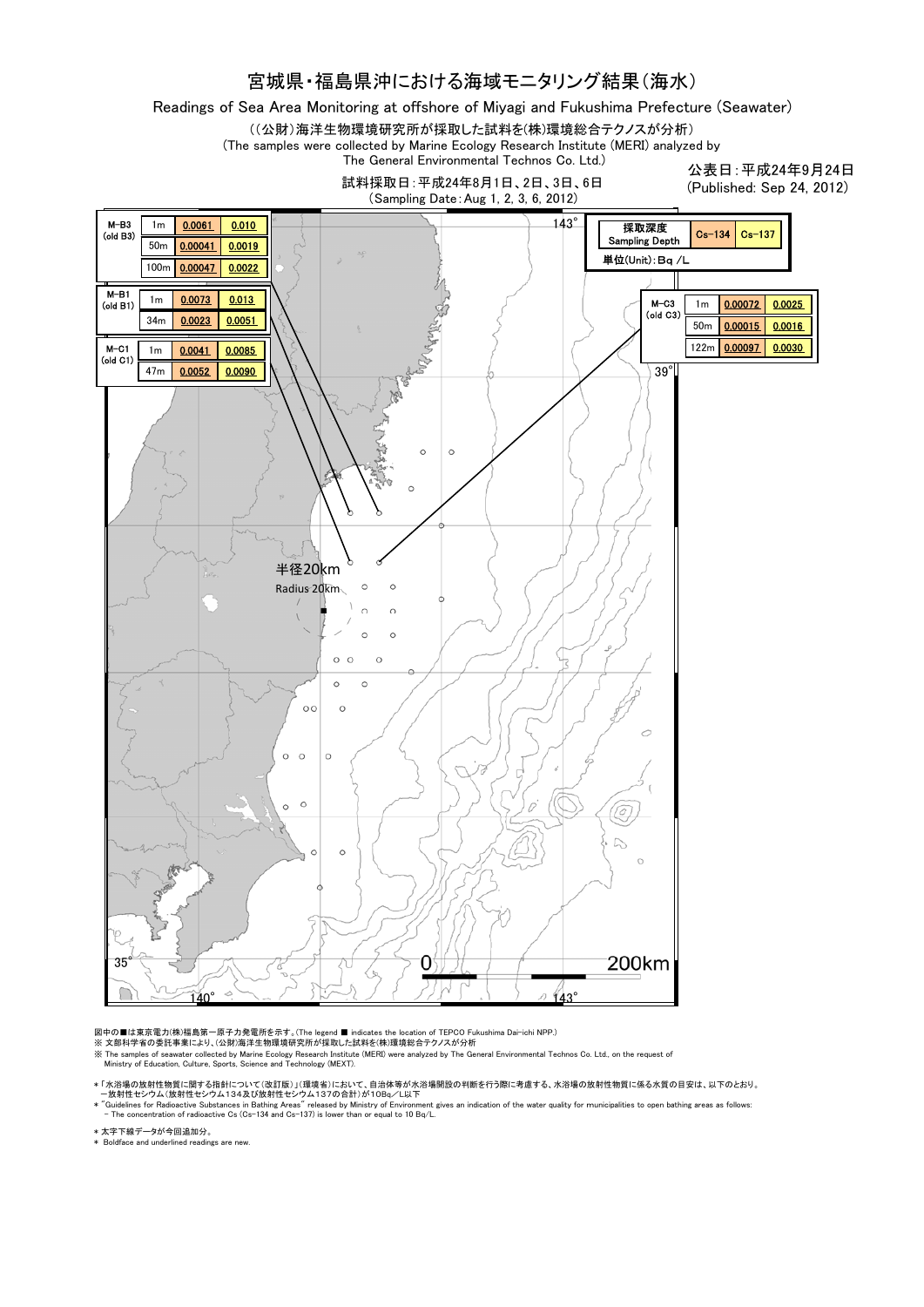# 宮城県・福島県沖における海域モニタリング結果（海水）

Readings of Sea Area Monitoring at offshore of Miyagi and Fukushima Prefecture (Seawater)

（（公財）海洋生物環境研究所が採取した試料を(株)環境総合テクノスが分析）
(The samples were collected by Marine Ecology Research Institute (MERI) analyzed by The General Environmental Technos Co. Ltd.)

試料採取日：平成24年8月1日、2日、3日、6日
(Sampling Date：Aug 1, 2, 3, 6, 2012)

公表日：平成24年9月24日
(Published: Sep 24, 2012)

単位(Unit)：Bq /L

| 地点 | 採取深度 Sampling Depth | Cs-134 | Cs-137 |
|---|---|---|---|
| M-B3 (old B3) | 1m | **0.0061** | **0.010** |
| | 50m | **0.00041** | **0.0019** |
| | 100m | **0.00047** | **0.0022** |
| M-B1 (old B1) | 1m | **0.0073** | **0.013** |
| | 34m | **0.0023** | **0.0051** |
| M-C1 (old C1) | 1m | **0.0041** | **0.0085** |
| | 47m | **0.0052** | **0.0090** |
| M-C3 (old C3) | 1m | **0.00072** | **0.0025** |
| | 50m | **0.00015** | **0.0016** |
| | 122m | **0.00097** | **0.0030** |

半径20km
Radius 20km

図中の■は東京電力(株)福島第一原子力発電所を示す。(The legend ■ indicates the location of TEPCO Fukushima Dai-ichi NPP.)

※ 文部科学省の委託事業により、(公財)海洋生物環境研究所が採取した試料を(株)環境総合テクノスが分析

※ The samples of seawater collected by Marine Ecology Research Institute (MERI) were analyzed by The General Environmental Technos Co. Ltd., on the request of Ministry of Education, Culture, Sports, Science and Technology (MEXT).

*「水浴場の放射性物質に関する指針について(改訂版)」(環境省)において、自治体等が水浴場開設の判断を行う際に考慮する、水浴場の放射性物質に係る水質の目安は、以下のとおり。
－放射性セシウム（放射性セシウム134及び放射性セシウム137の合計）が10Bq／L以下

* "Guidelines for Radioactive Substances in Bathing Areas" released by Ministry of Environment gives an indication of the water quality for municipalities to open bathing areas as follows:
－ The concentration of radioactive Cs (Cs-134 and Cs-137) is lower than or equal to 10 Bq/L.

＊太字下線データが今回追加分。

* Boldface and underlined readings are new.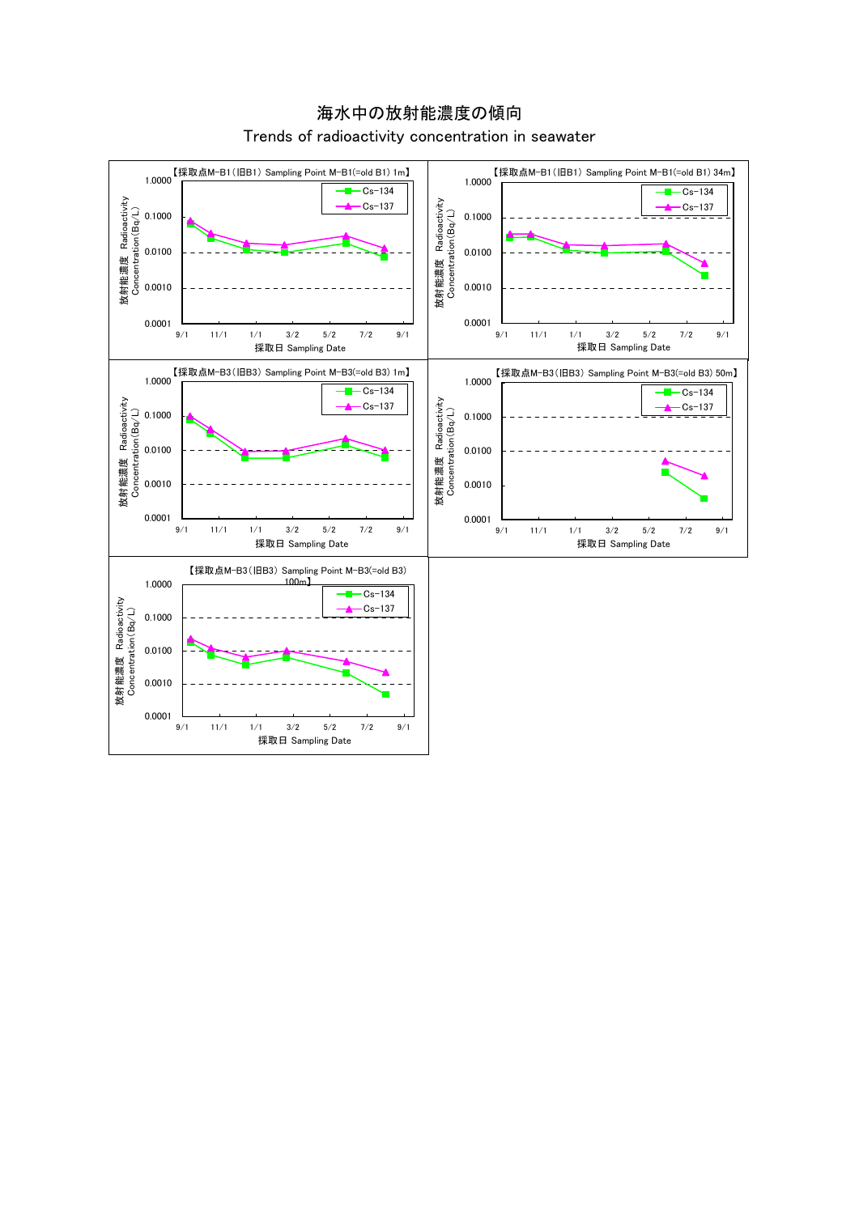# 海水中の放射能濃度の傾向

Trends of radioactivity concentration in seawater

【採取点M-B1（旧B1） Sampling Point M-B1(=old B1) 1m】

放射能濃度 Radioactivity Concentration(Bq/L)

1.0000
0.1000
0.0100
0.0010
0.0001

9/1 11/1 1/1 3/2 5/2 7/2 9/1

採取日 Sampling Date

Cs-134
Cs-137

【採取点M-B1（旧B1） Sampling Point M-B1(=old B1) 34m】

放射能濃度 Radioactivity Concentration(Bq/L)

1.0000
0.1000
0.0100
0.0010
0.0001

9/1 11/1 1/1 3/2 5/2 7/2 9/1

採取日 Sampling Date

Cs-134
Cs-137

【採取点M-B3（旧B3） Sampling Point M-B3(=old B3) 1m】

放射能濃度 Radioactivity Concentration(Bq/L)

1.0000
0.1000
0.0100
0.0010
0.0001

9/1 11/1 1/1 3/2 5/2 7/2 9/1

採取日 Sampling Date

Cs-134
Cs-137

【採取点M-B3（旧B3） Sampling Point M-B3(=old B3) 50m】

放射能濃度 Radioactivity Concentration(Bq/L)

1.0000
0.1000
0.0100
0.0010
0.0001

9/1 11/1 1/1 3/2 5/2 7/2 9/1

採取日 Sampling Date

Cs-134
Cs-137

【採取点M-B3（旧B3） Sampling Point M-B3(=old B3) 100m】

放射能濃度 Radioactivity Concentration(Bq/L)

1.0000
0.1000
0.0100
0.0010
0.0001

9/1 11/1 1/1 3/2 5/2 7/2 9/1

採取日 Sampling Date

Cs-134
Cs-137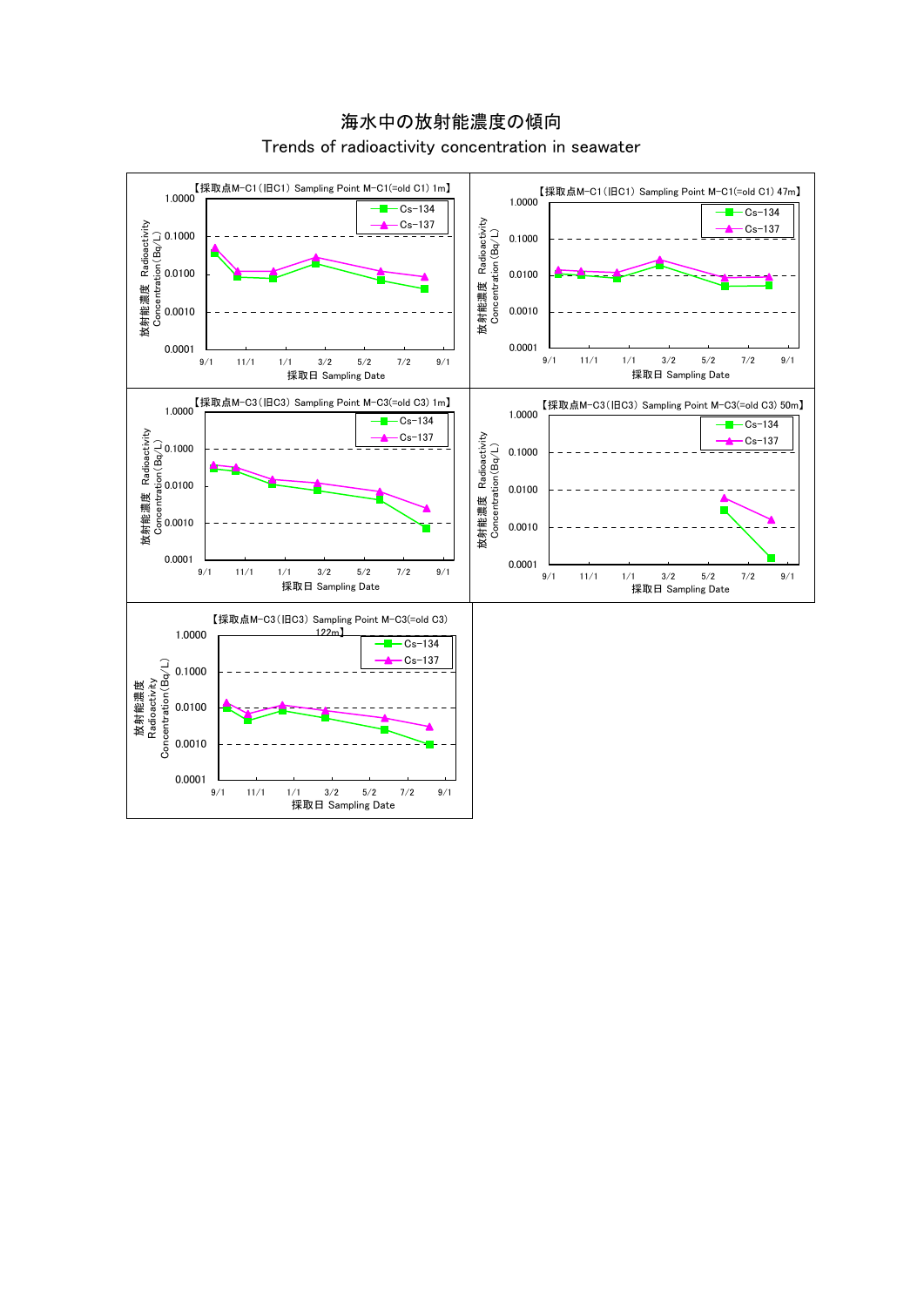# 海水中の放射能濃度の傾向

## Trends of radioactivity concentration in seawater

【採取点M-C1（旧C1） Sampling Point M-C1(=old C1) 1m】

放射能濃度 Radioactivity Concentration（Bq/L）

1.0000
0.1000
0.0100
0.0010
0.0001

Cs-134
Cs-137

9/1 11/1 1/1 3/2 5/2 7/2 9/1

採取日 Sampling Date

【採取点M-C1（旧C1） Sampling Point M-C1(=old C1) 47m】

放射能濃度 Radioactivity Concentration（Bq/L）

1.0000
0.1000
0.0100
0.0010
0.0001

Cs-134
Cs-137

9/1 11/1 1/1 3/2 5/2 7/2 9/1

採取日 Sampling Date

【採取点M-C3（旧C3） Sampling Point M-C3(=old C3) 1m】

放射能濃度 Radioactivity Concentration（Bq/L）

1.0000
0.1000
0.0100
0.0010
0.0001

Cs-134
Cs-137

9/1 11/1 1/1 3/2 5/2 7/2 9/1

採取日 Sampling Date

【採取点M-C3（旧C3） Sampling Point M-C3(=old C3) 50m】

放射能濃度 Radioactivity Concentration（Bq/L）

1.0000
0.1000
0.0100
0.0010
0.0001

Cs-134
Cs-137

9/1 11/1 1/1 3/2 5/2 7/2 9/1

採取日 Sampling Date

【採取点M-C3（旧C3） Sampling Point M-C3(=old C3) 122m】

放射能濃度 Radioactivity Concentration（Bq/L）

1.0000
0.1000
0.0100
0.0010
0.0001

Cs-134
Cs-137

9/1 11/1 1/1 3/2 5/2 7/2 9/1

採取日 Sampling Date